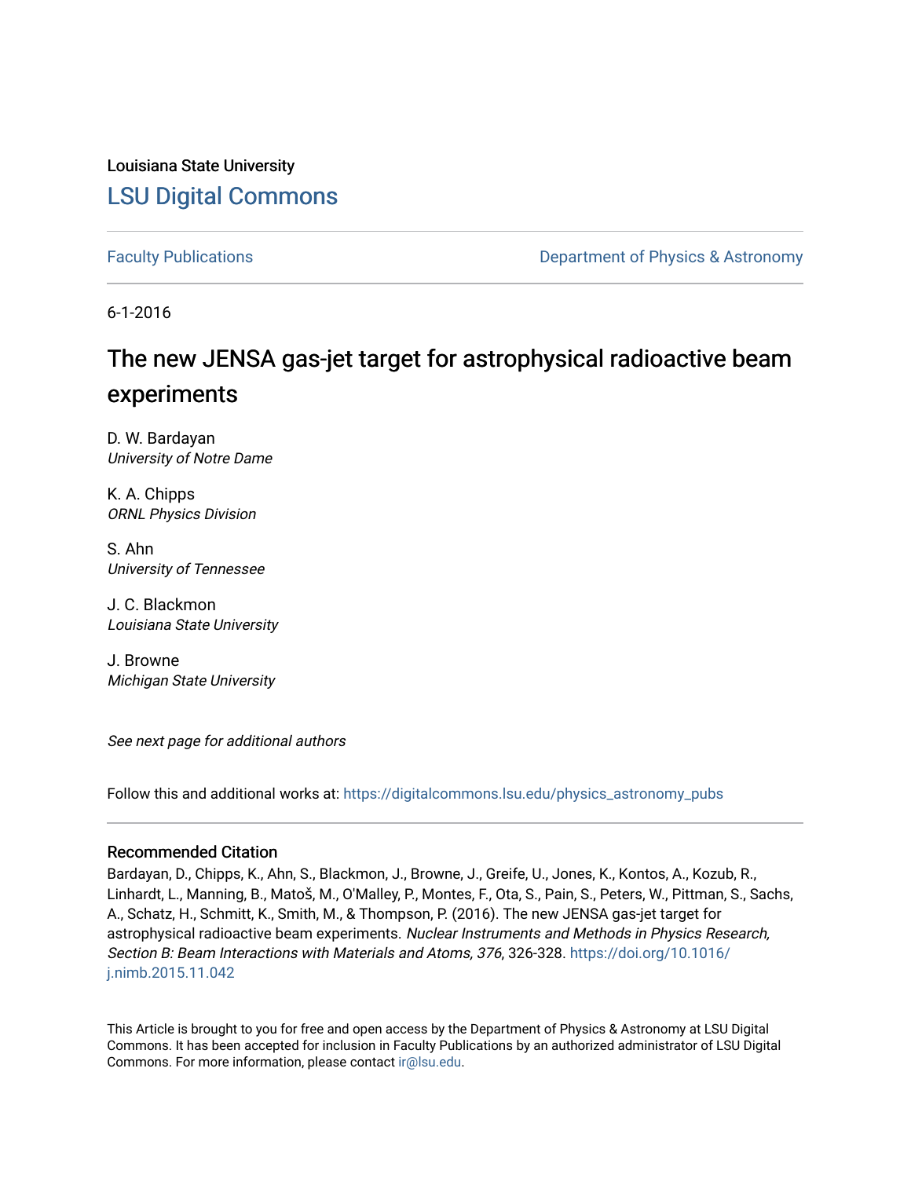Louisiana State University

# LSU Digital Commons

Faculty Publications | Department of Physics & Astronomy

6-1-2016

# The new JENSA gas-jet target for astrophysical radioactive beam experiments

D. W. Bardayan
*University of Notre Dame*

K. A. Chipps
*ORNL Physics Division*

S. Ahn
*University of Tennessee*

J. C. Blackmon
*Louisiana State University*

J. Browne
*Michigan State University*

*See next page for additional authors*

Follow this and additional works at: https://digitalcommons.lsu.edu/physics_astronomy_pubs

## Recommended Citation

Bardayan, D., Chipps, K., Ahn, S., Blackmon, J., Browne, J., Greife, U., Jones, K., Kontos, A., Kozub, R., Linhardt, L., Manning, B., Matoš, M., O'Malley, P., Montes, F., Ota, S., Pain, S., Peters, W., Pittman, S., Sachs, A., Schatz, H., Schmitt, K., Smith, M., & Thompson, P. (2016). The new JENSA gas-jet target for astrophysical radioactive beam experiments. *Nuclear Instruments and Methods in Physics Research, Section B: Beam Interactions with Materials and Atoms, 376*, 326-328. https://doi.org/10.1016/j.nimb.2015.11.042

This Article is brought to you for free and open access by the Department of Physics & Astronomy at LSU Digital Commons. It has been accepted for inclusion in Faculty Publications by an authorized administrator of LSU Digital Commons. For more information, please contact ir@lsu.edu.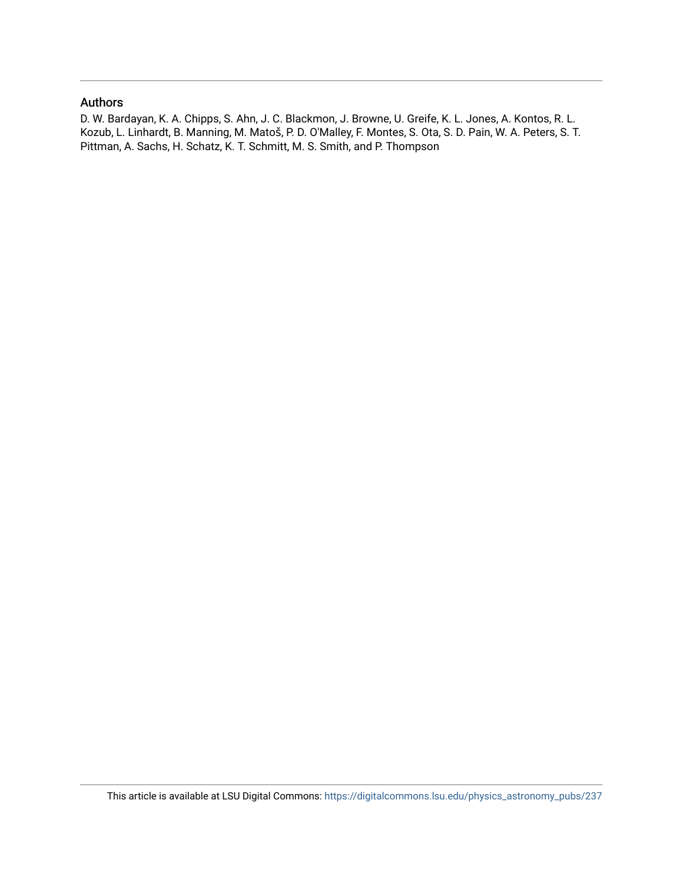## Authors

D. W. Bardayan, K. A. Chipps, S. Ahn, J. C. Blackmon, J. Browne, U. Greife, K. L. Jones, A. Kontos, R. L. Kozub, L. Linhardt, B. Manning, M. Matoš, P. D. O'Malley, F. Montes, S. Ota, S. D. Pain, W. A. Peters, S. T. Pittman, A. Sachs, H. Schatz, K. T. Schmitt, M. S. Smith, and P. Thompson

This article is available at LSU Digital Commons: https://digitalcommons.lsu.edu/physics_astronomy_pubs/237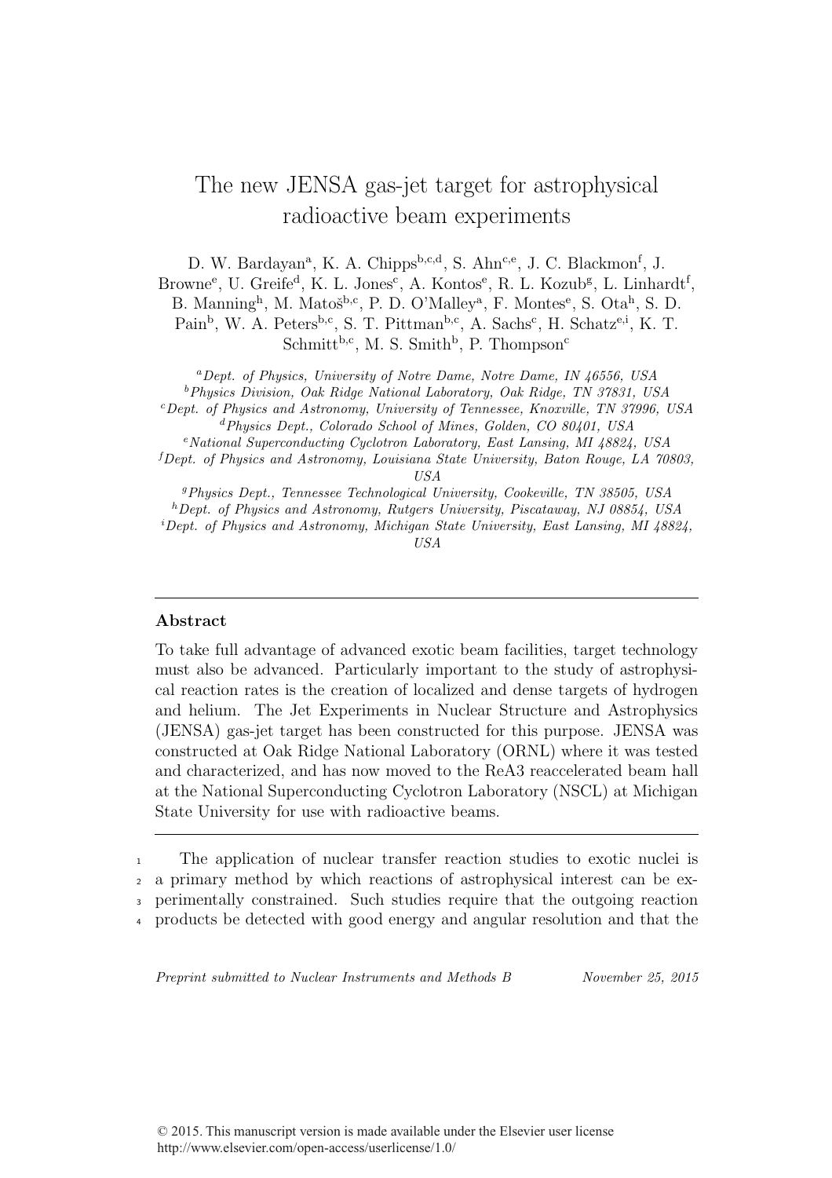# The new JENSA gas-jet target for astrophysical radioactive beam experiments

D. W. Bardayan[a], K. A. Chipps[b,c,d], S. Ahn[c,e], J. C. Blackmon[f], J. Browne[e], U. Greife[d], K. L. Jones[c], A. Kontos[e], R. L. Kozub[g], L. Linhardt[f], B. Manning[h], M. Matoš[b,c], P. D. O'Malley[a], F. Montes[e], S. Ota[h], S. D. Pain[b], W. A. Peters[b,c], S. T. Pittman[b,c], A. Sachs[c], H. Schatz[e,i], K. T. Schmitt[b,c], M. S. Smith[b], P. Thompson[c]

[a] *Dept. of Physics, University of Notre Dame, Notre Dame, IN 46556, USA*
[b] *Physics Division, Oak Ridge National Laboratory, Oak Ridge, TN 37831, USA*
[c] *Dept. of Physics and Astronomy, University of Tennessee, Knoxville, TN 37996, USA*
[d] *Physics Dept., Colorado School of Mines, Golden, CO 80401, USA*
[e] *National Superconducting Cyclotron Laboratory, East Lansing, MI 48824, USA*
[f] *Dept. of Physics and Astronomy, Louisiana State University, Baton Rouge, LA 70803, USA*
[g] *Physics Dept., Tennessee Technological University, Cookeville, TN 38505, USA*
[h] *Dept. of Physics and Astronomy, Rutgers University, Piscataway, NJ 08854, USA*
[i] *Dept. of Physics and Astronomy, Michigan State University, East Lansing, MI 48824, USA*

## Abstract

To take full advantage of advanced exotic beam facilities, target technology must also be advanced. Particularly important to the study of astrophysical reaction rates is the creation of localized and dense targets of hydrogen and helium. The Jet Experiments in Nuclear Structure and Astrophysics (JENSA) gas-jet target has been constructed for this purpose. JENSA was constructed at Oak Ridge National Laboratory (ORNL) where it was tested and characterized, and has now moved to the ReA3 reaccelerated beam hall at the National Superconducting Cyclotron Laboratory (NSCL) at Michigan State University for use with radioactive beams.

The application of nuclear transfer reaction studies to exotic nuclei is a primary method by which reactions of astrophysical interest can be experimentally constrained. Such studies require that the outgoing reaction products be detected with good energy and angular resolution and that the

*Preprint submitted to Nuclear Instruments and Methods B — November 25, 2015*

© 2015. This manuscript version is made available under the Elsevier user license http://www.elsevier.com/open-access/userlicense/1.0/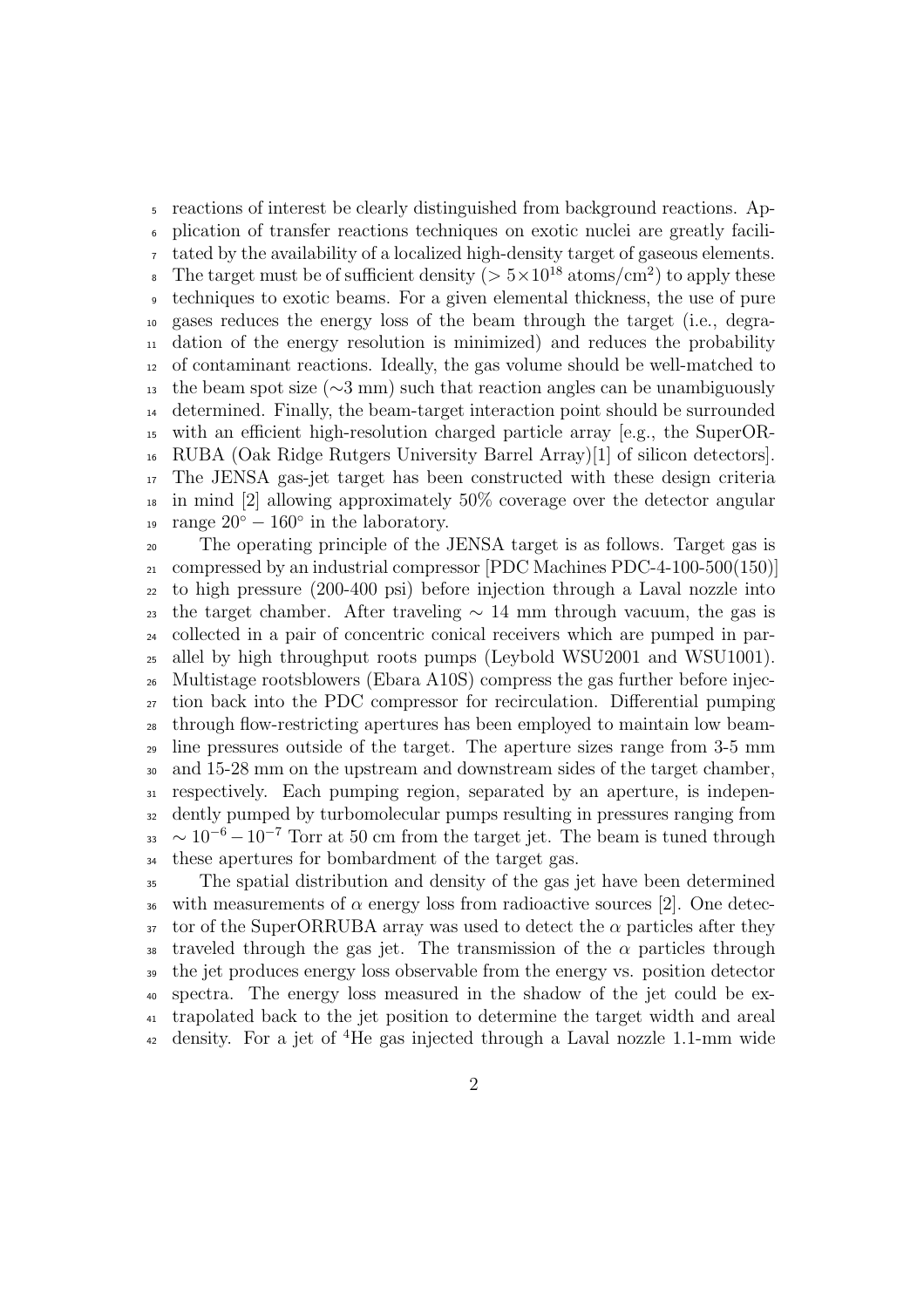reactions of interest be clearly distinguished from background reactions. Application of transfer reactions techniques on exotic nuclei are greatly facilitated by the availability of a localized high-density target of gaseous elements. The target must be of sufficient density ($> 5\times10^{18}$ atoms/cm$^2$) to apply these techniques to exotic beams. For a given elemental thickness, the use of pure gases reduces the energy loss of the beam through the target (i.e., degradation of the energy resolution is minimized) and reduces the probability of contaminant reactions. Ideally, the gas volume should be well-matched to the beam spot size ($\sim$3 mm) such that reaction angles can be unambiguously determined. Finally, the beam-target interaction point should be surrounded with an efficient high-resolution charged particle array [e.g., the SuperORRUBA (Oak Ridge Rutgers University Barrel Array)[1] of silicon detectors]. The JENSA gas-jet target has been constructed with these design criteria in mind [2] allowing approximately 50% coverage over the detector angular range $20^\circ - 160^\circ$ in the laboratory.

The operating principle of the JENSA target is as follows. Target gas is compressed by an industrial compressor [PDC Machines PDC-4-100-500(150)] to high pressure (200-400 psi) before injection through a Laval nozzle into the target chamber. After traveling $\sim$ 14 mm through vacuum, the gas is collected in a pair of concentric conical receivers which are pumped in parallel by high throughput roots pumps (Leybold WSU2001 and WSU1001). Multistage rootsblowers (Ebara A10S) compress the gas further before injection back into the PDC compressor for recirculation. Differential pumping through flow-restricting apertures has been employed to maintain low beamline pressures outside of the target. The aperture sizes range from 3-5 mm and 15-28 mm on the upstream and downstream sides of the target chamber, respectively. Each pumping region, separated by an aperture, is independently pumped by turbomolecular pumps resulting in pressures ranging from $\sim 10^{-6} - 10^{-7}$ Torr at 50 cm from the target jet. The beam is tuned through these apertures for bombardment of the target gas.

The spatial distribution and density of the gas jet have been determined with measurements of $\alpha$ energy loss from radioactive sources [2]. One detector of the SuperORRUBA array was used to detect the $\alpha$ particles after they traveled through the gas jet. The transmission of the $\alpha$ particles through the jet produces energy loss observable from the energy vs. position detector spectra. The energy loss measured in the shadow of the jet could be extrapolated back to the jet position to determine the target width and areal density. For a jet of $^4$He gas injected through a Laval nozzle 1.1-mm wide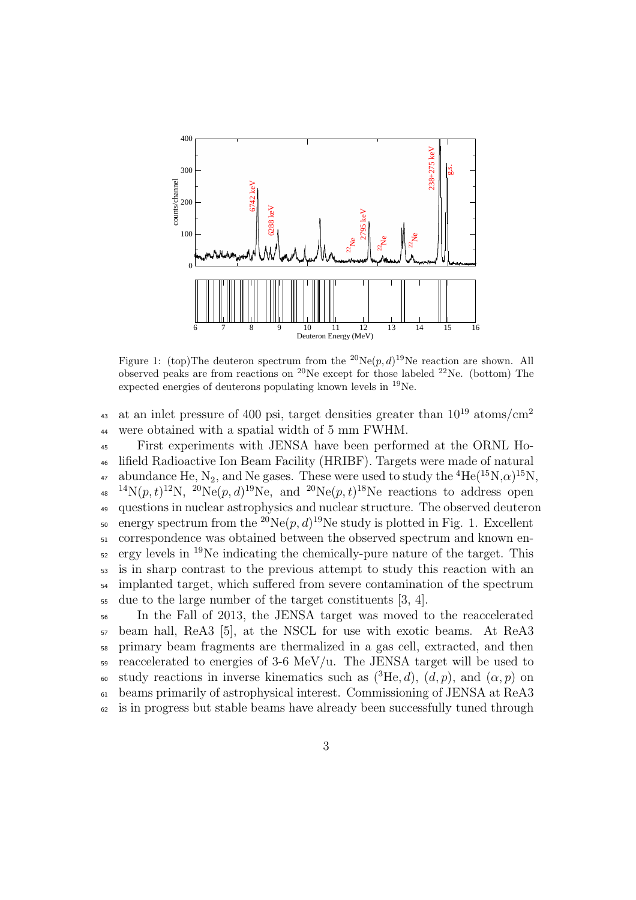Figure 1: (top)The deuteron spectrum from the $^{20}$Ne$(p,d)^{19}$Ne reaction are shown. All observed peaks are from reactions on $^{20}$Ne except for those labeled $^{22}$Ne. (bottom) The expected energies of deuterons populating known levels in $^{19}$Ne.

at an inlet pressure of 400 psi, target densities greater than $10^{19}$ atoms/cm$^2$ were obtained with a spatial width of 5 mm FWHM.

First experiments with JENSA have been performed at the ORNL Holifield Radioactive Ion Beam Facility (HRIBF). Targets were made of natural abundance He, $N_2$, and Ne gases. These were used to study the $^4$He($^{15}$N,$\alpha$)$^{15}$N, $^{14}$N$(p,t)^{12}$N, $^{20}$Ne$(p,d)^{19}$Ne, and $^{20}$Ne$(p,t)^{18}$Ne reactions to address open questions in nuclear astrophysics and nuclear structure. The observed deuteron energy spectrum from the $^{20}$Ne$(p,d)^{19}$Ne study is plotted in Fig. 1. Excellent correspondence was obtained between the observed spectrum and known energy levels in $^{19}$Ne indicating the chemically-pure nature of the target. This is in sharp contrast to the previous attempt to study this reaction with an implanted target, which suffered from severe contamination of the spectrum due to the large number of the target constituents [3, 4].

In the Fall of 2013, the JENSA target was moved to the reaccelerated beam hall, ReA3 [5], at the NSCL for use with exotic beams. At ReA3 primary beam fragments are thermalized in a gas cell, extracted, and then reaccelerated to energies of 3-6 MeV/u. The JENSA target will be used to study reactions in inverse kinematics such as ($^3$He$,d$), $(d,p)$, and $(\alpha,p)$ on beams primarily of astrophysical interest. Commissioning of JENSA at ReA3 is in progress but stable beams have already been successfully tuned through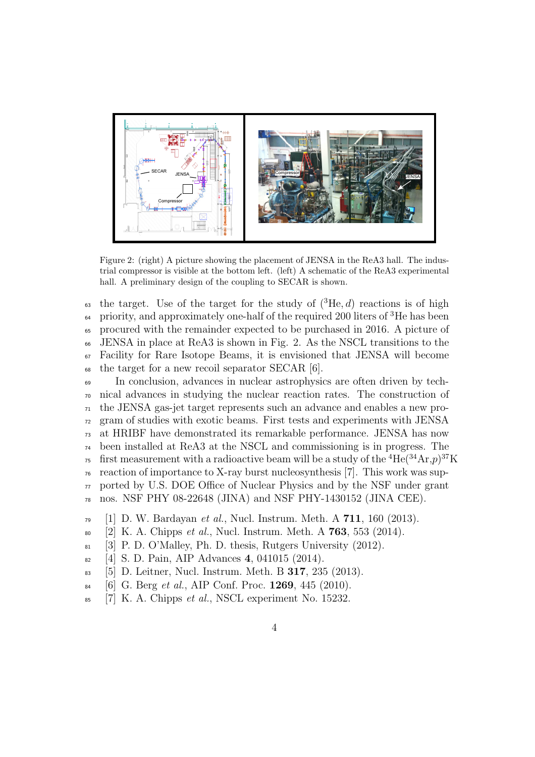SECAR

JENSA

Compressor

Compressor

JENSA

Figure 2: (right) A picture showing the placement of JENSA in the ReA3 hall. The industrial compressor is visible at the bottom left. (left) A schematic of the ReA3 experimental hall. A preliminary design of the coupling to SECAR is shown.

the target. Use of the target for the study of ($^3$He, $d$) reactions is of high priority, and approximately one-half of the required 200 liters of $^3$He has been procured with the remainder expected to be purchased in 2016. A picture of JENSA in place at ReA3 is shown in Fig. 2. As the NSCL transitions to the Facility for Rare Isotope Beams, it is envisioned that JENSA will become the target for a new recoil separator SECAR [6].

In conclusion, advances in nuclear astrophysics are often driven by technical advances in studying the nuclear reaction rates. The construction of the JENSA gas-jet target represents such an advance and enables a new program of studies with exotic beams. First tests and experiments with JENSA at HRIBF have demonstrated its remarkable performance. JENSA has now been installed at ReA3 at the NSCL and commissioning is in progress. The first measurement with a radioactive beam will be a study of the $^4$He($^{34}$Ar,$p$)$^{37}$K reaction of importance to X-ray burst nucleosynthesis [7]. This work was supported by U.S. DOE Office of Nuclear Physics and by the NSF under grant nos. NSF PHY 08-22648 (JINA) and NSF PHY-1430152 (JINA CEE).

[1] D. W. Bardayan *et al.*, Nucl. Instrum. Meth. A **711**, 160 (2013).
[2] K. A. Chipps *et al.*, Nucl. Instrum. Meth. A **763**, 553 (2014).
[3] P. D. O'Malley, Ph. D. thesis, Rutgers University (2012).
[4] S. D. Pain, AIP Advances **4**, 041015 (2014).
[5] D. Leitner, Nucl. Instrum. Meth. B **317**, 235 (2013).
[6] G. Berg *et al.*, AIP Conf. Proc. **1269**, 445 (2010).
[7] K. A. Chipps *et al.*, NSCL experiment No. 15232.